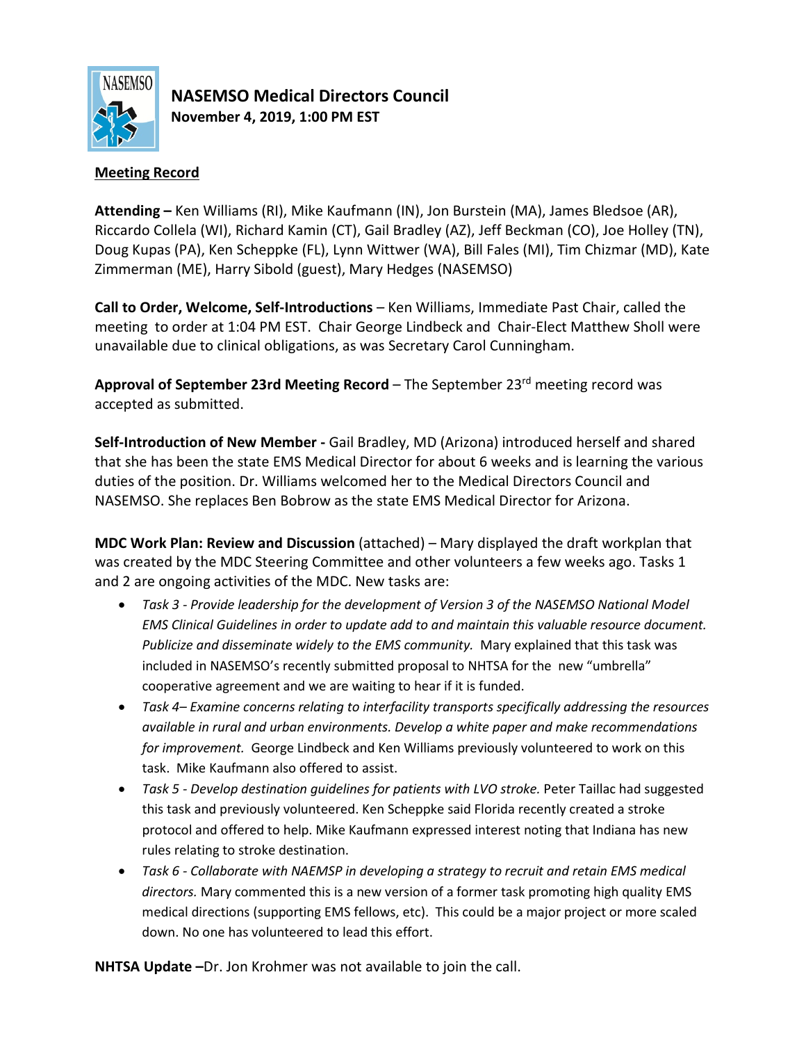# NASEMSO Medical Directors Council

**November 4, 2019, 1:00 PM EST**

## Meeting Record

**Attending –** Ken Williams (RI), Mike Kaufmann (IN), Jon Burstein (MA), James Bledsoe (AR), Riccardo Collela (WI), Richard Kamin (CT), Gail Bradley (AZ), Jeff Beckman (CO), Joe Holley (TN), Doug Kupas (PA), Ken Scheppke (FL), Lynn Wittwer (WA), Bill Fales (MI), Tim Chizmar (MD), Kate Zimmerman (ME), Harry Sibold (guest), Mary Hedges (NASEMSO)

**Call to Order, Welcome, Self-Introductions** – Ken Williams, Immediate Past Chair, called the meeting to order at 1:04 PM EST. Chair George Lindbeck and Chair-Elect Matthew Sholl were unavailable due to clinical obligations, as was Secretary Carol Cunningham.

**Approval of September 23rd Meeting Record** – The September 23rd meeting record was accepted as submitted.

**Self-Introduction of New Member -** Gail Bradley, MD (Arizona) introduced herself and shared that she has been the state EMS Medical Director for about 6 weeks and is learning the various duties of the position. Dr. Williams welcomed her to the Medical Directors Council and NASEMSO. She replaces Ben Bobrow as the state EMS Medical Director for Arizona.

**MDC Work Plan: Review and Discussion** (attached) – Mary displayed the draft workplan that was created by the MDC Steering Committee and other volunteers a few weeks ago. Tasks 1 and 2 are ongoing activities of the MDC. New tasks are:

- *Task 3 - Provide leadership for the development of Version 3 of the NASEMSO National Model EMS Clinical Guidelines in order to update add to and maintain this valuable resource document. Publicize and disseminate widely to the EMS community.* Mary explained that this task was included in NASEMSO's recently submitted proposal to NHTSA for the new "umbrella" cooperative agreement and we are waiting to hear if it is funded.
- *Task 4– Examine concerns relating to interfacility transports specifically addressing the resources available in rural and urban environments. Develop a white paper and make recommendations for improvement.* George Lindbeck and Ken Williams previously volunteered to work on this task. Mike Kaufmann also offered to assist.
- *Task 5 - Develop destination guidelines for patients with LVO stroke.* Peter Taillac had suggested this task and previously volunteered. Ken Scheppke said Florida recently created a stroke protocol and offered to help. Mike Kaufmann expressed interest noting that Indiana has new rules relating to stroke destination.
- *Task 6 - Collaborate with NAEMSP in developing a strategy to recruit and retain EMS medical directors.* Mary commented this is a new version of a former task promoting high quality EMS medical directions (supporting EMS fellows, etc). This could be a major project or more scaled down. No one has volunteered to lead this effort.

**NHTSA Update –**Dr. Jon Krohmer was not available to join the call.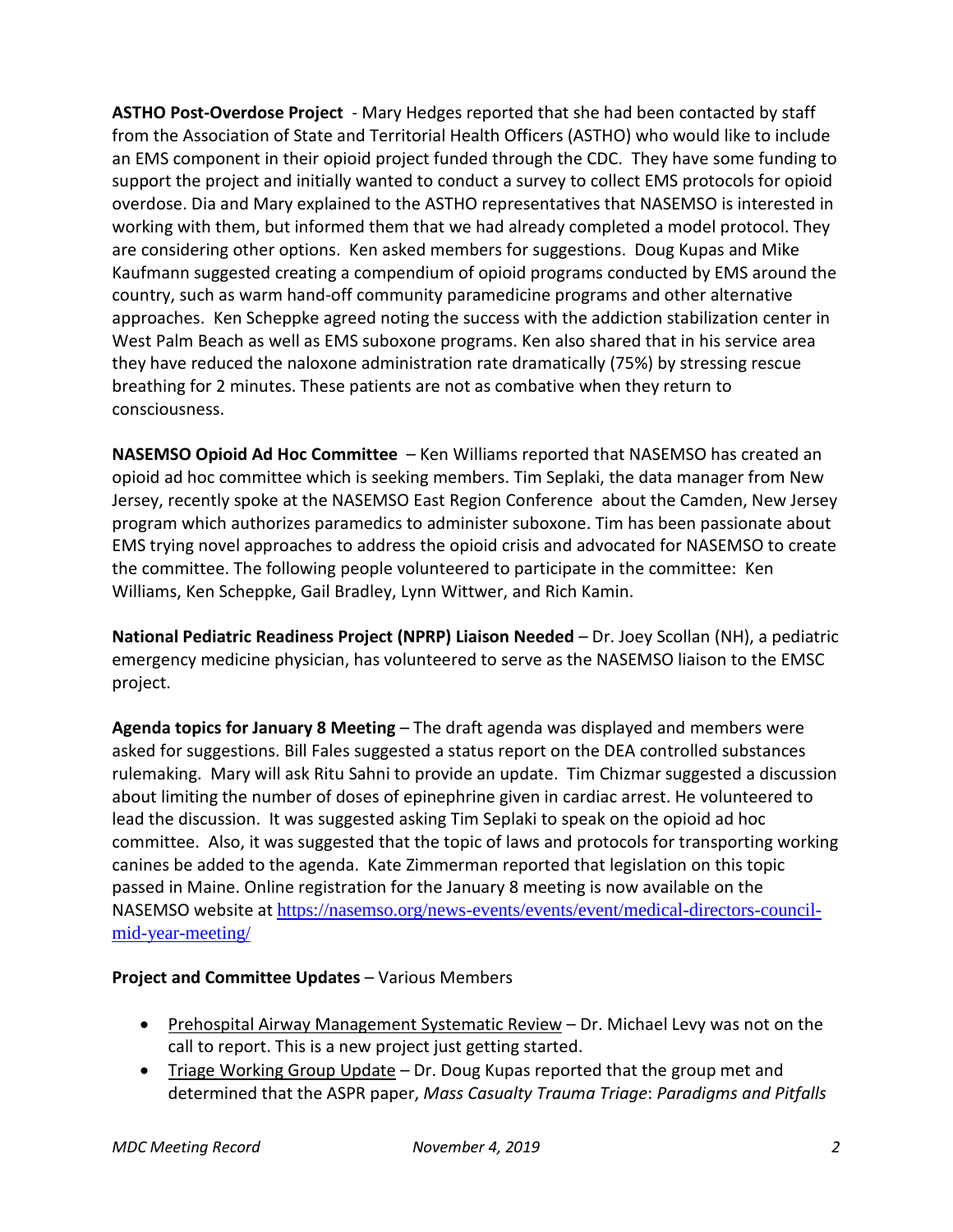**ASTHO Post-Overdose Project** - Mary Hedges reported that she had been contacted by staff from the Association of State and Territorial Health Officers (ASTHO) who would like to include an EMS component in their opioid project funded through the CDC. They have some funding to support the project and initially wanted to conduct a survey to collect EMS protocols for opioid overdose. Dia and Mary explained to the ASTHO representatives that NASEMSO is interested in working with them, but informed them that we had already completed a model protocol. They are considering other options. Ken asked members for suggestions. Doug Kupas and Mike Kaufmann suggested creating a compendium of opioid programs conducted by EMS around the country, such as warm hand-off community paramedicine programs and other alternative approaches. Ken Scheppke agreed noting the success with the addiction stabilization center in West Palm Beach as well as EMS suboxone programs. Ken also shared that in his service area they have reduced the naloxone administration rate dramatically (75%) by stressing rescue breathing for 2 minutes. These patients are not as combative when they return to consciousness.

**NASEMSO Opioid Ad Hoc Committee** – Ken Williams reported that NASEMSO has created an opioid ad hoc committee which is seeking members. Tim Seplaki, the data manager from New Jersey, recently spoke at the NASEMSO East Region Conference about the Camden, New Jersey program which authorizes paramedics to administer suboxone. Tim has been passionate about EMS trying novel approaches to address the opioid crisis and advocated for NASEMSO to create the committee. The following people volunteered to participate in the committee: Ken Williams, Ken Scheppke, Gail Bradley, Lynn Wittwer, and Rich Kamin.

**National Pediatric Readiness Project (NPRP) Liaison Needed** – Dr. Joey Scollan (NH), a pediatric emergency medicine physician, has volunteered to serve as the NASEMSO liaison to the EMSC project.

**Agenda topics for January 8 Meeting** – The draft agenda was displayed and members were asked for suggestions. Bill Fales suggested a status report on the DEA controlled substances rulemaking. Mary will ask Ritu Sahni to provide an update. Tim Chizmar suggested a discussion about limiting the number of doses of epinephrine given in cardiac arrest. He volunteered to lead the discussion. It was suggested asking Tim Seplaki to speak on the opioid ad hoc committee. Also, it was suggested that the topic of laws and protocols for transporting working canines be added to the agenda. Kate Zimmerman reported that legislation on this topic passed in Maine. Online registration for the January 8 meeting is now available on the NASEMSO website at [https://nasemso.org/news-events/events/event/medical-directors-council-mid-year-meeting/](https://nasemso.org/news-events/events/event/medical-directors-council-mid-year-meeting/)

**Project and Committee Updates** – Various Members

- Prehospital Airway Management Systematic Review – Dr. Michael Levy was not on the call to report. This is a new project just getting started.
- Triage Working Group Update – Dr. Doug Kupas reported that the group met and determined that the ASPR paper, *Mass Casualty Trauma Triage*: *Paradigms and Pitfalls*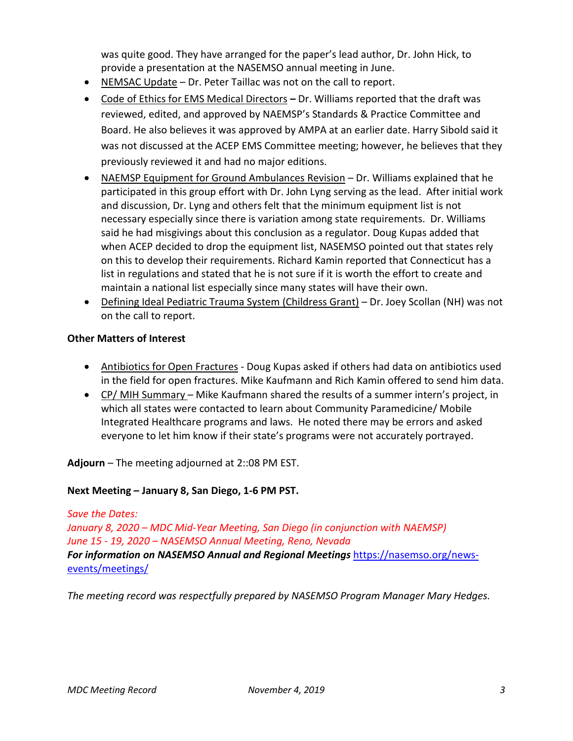was quite good. They have arranged for the paper's lead author, Dr. John Hick, to provide a presentation at the NASEMSO annual meeting in June.

- NEMSAC Update – Dr. Peter Taillac was not on the call to report.
- Code of Ethics for EMS Medical Directors **–** Dr. Williams reported that the draft was reviewed, edited, and approved by NAEMSP's Standards & Practice Committee and Board. He also believes it was approved by AMPA at an earlier date. Harry Sibold said it was not discussed at the ACEP EMS Committee meeting; however, he believes that they previously reviewed it and had no major editions.
- NAEMSP Equipment for Ground Ambulances Revision – Dr. Williams explained that he participated in this group effort with Dr. John Lyng serving as the lead. After initial work and discussion, Dr. Lyng and others felt that the minimum equipment list is not necessary especially since there is variation among state requirements. Dr. Williams said he had misgivings about this conclusion as a regulator. Doug Kupas added that when ACEP decided to drop the equipment list, NASEMSO pointed out that states rely on this to develop their requirements. Richard Kamin reported that Connecticut has a list in regulations and stated that he is not sure if it is worth the effort to create and maintain a national list especially since many states will have their own.
- Defining Ideal Pediatric Trauma System (Childress Grant) – Dr. Joey Scollan (NH) was not on the call to report.

**Other Matters of Interest**

- Antibiotics for Open Fractures - Doug Kupas asked if others had data on antibiotics used in the field for open fractures. Mike Kaufmann and Rich Kamin offered to send him data.
- CP/ MIH Summary – Mike Kaufmann shared the results of a summer intern's project, in which all states were contacted to learn about Community Paramedicine/ Mobile Integrated Healthcare programs and laws. He noted there may be errors and asked everyone to let him know if their state's programs were not accurately portrayed.

**Adjourn** – The meeting adjourned at 2::08 PM EST.

**Next Meeting – January 8, San Diego, 1-6 PM PST.**

*Save the Dates:*
*January 8, 2020 – MDC Mid-Year Meeting, San Diego (in conjunction with NAEMSP)*
*June 15 - 19, 2020 – NASEMSO Annual Meeting, Reno, Nevada*
***For information on NASEMSO Annual and Regional Meetings*** https://nasemso.org/news-events/meetings/

*The meeting record was respectfully prepared by NASEMSO Program Manager Mary Hedges.*